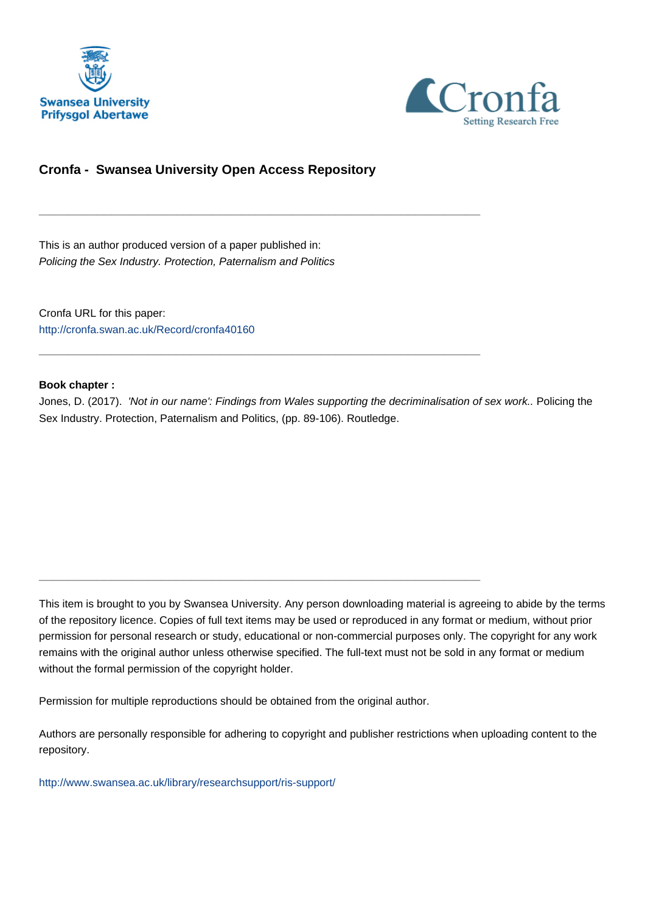Swansea University
Prifysgol Abertawe

Cronfa
Setting Research Free

## Cronfa - Swansea University Open Access Repository

---

This is an author produced version of a paper published in:
*Policing the Sex Industry. Protection, Paternalism and Politics*

Cronfa URL for this paper:
http://cronfa.swan.ac.uk/Record/cronfa40160

---

**Book chapter :**
Jones, D. (2017). *'Not in our name': Findings from Wales supporting the decriminalisation of sex work.*. Policing the Sex Industry. Protection, Paternalism and Politics, (pp. 89-106). Routledge.

---

This item is brought to you by Swansea University. Any person downloading material is agreeing to abide by the terms of the repository licence. Copies of full text items may be used or reproduced in any format or medium, without prior permission for personal research or study, educational or non-commercial purposes only. The copyright for any work remains with the original author unless otherwise specified. The full-text must not be sold in any format or medium without the formal permission of the copyright holder.

Permission for multiple reproductions should be obtained from the original author.

Authors are personally responsible for adhering to copyright and publisher restrictions when uploading content to the repository.

http://www.swansea.ac.uk/library/researchsupport/ris-support/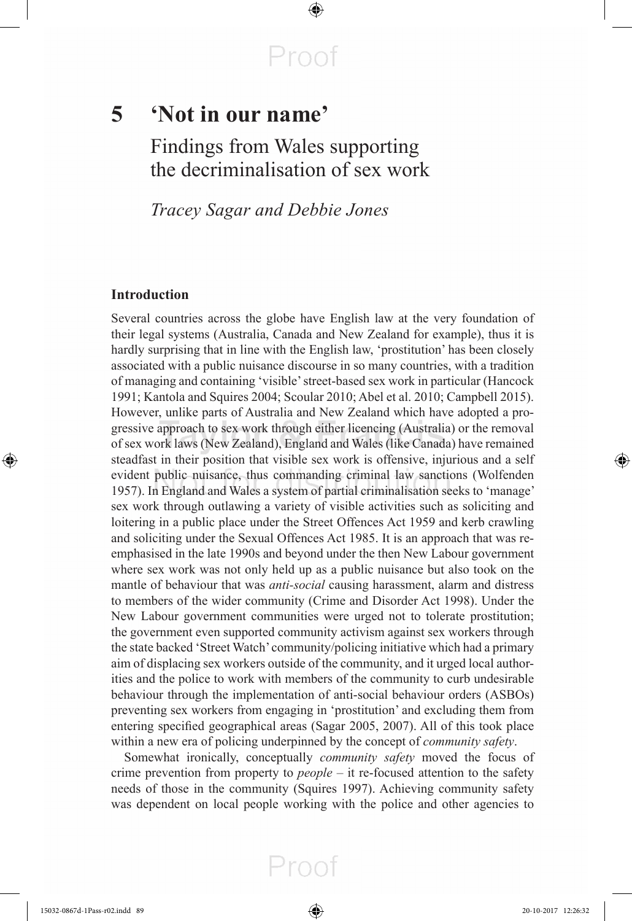# 5 'Not in our name'

## Findings from Wales supporting the decriminalisation of sex work

*Tracey Sagar and Debbie Jones*

### Introduction

Several countries across the globe have English law at the very foundation of their legal systems (Australia, Canada and New Zealand for example), thus it is hardly surprising that in line with the English law, 'prostitution' has been closely associated with a public nuisance discourse in so many countries, with a tradition of managing and containing 'visible' street-based sex work in particular (Hancock 1991; Kantola and Squires 2004; Scoular 2010; Abel et al. 2010; Campbell 2015). However, unlike parts of Australia and New Zealand which have adopted a progressive approach to sex work through either licencing (Australia) or the removal of sex work laws (New Zealand), England and Wales (like Canada) have remained steadfast in their position that visible sex work is offensive, injurious and a self evident public nuisance, thus commanding criminal law sanctions (Wolfenden 1957). In England and Wales a system of partial criminalisation seeks to 'manage' sex work through outlawing a variety of visible activities such as soliciting and loitering in a public place under the Street Offences Act 1959 and kerb crawling and soliciting under the Sexual Offences Act 1985. It is an approach that was re-emphasised in the late 1990s and beyond under the then New Labour government where sex work was not only held up as a public nuisance but also took on the mantle of behaviour that was *anti-social* causing harassment, alarm and distress to members of the wider community (Crime and Disorder Act 1998). Under the New Labour government communities were urged not to tolerate prostitution; the government even supported community activism against sex workers through the state backed 'Street Watch' community/policing initiative which had a primary aim of displacing sex workers outside of the community, and it urged local authorities and the police to work with members of the community to curb undesirable behaviour through the implementation of anti-social behaviour orders (ASBOs) preventing sex workers from engaging in 'prostitution' and excluding them from entering specified geographical areas (Sagar 2005, 2007). All of this took place within a new era of policing underpinned by the concept of *community safety*.

Somewhat ironically, conceptually *community safety* moved the focus of crime prevention from property to *people* – it re-focused attention to the safety needs of those in the community (Squires 1997). Achieving community safety was dependent on local people working with the police and other agencies to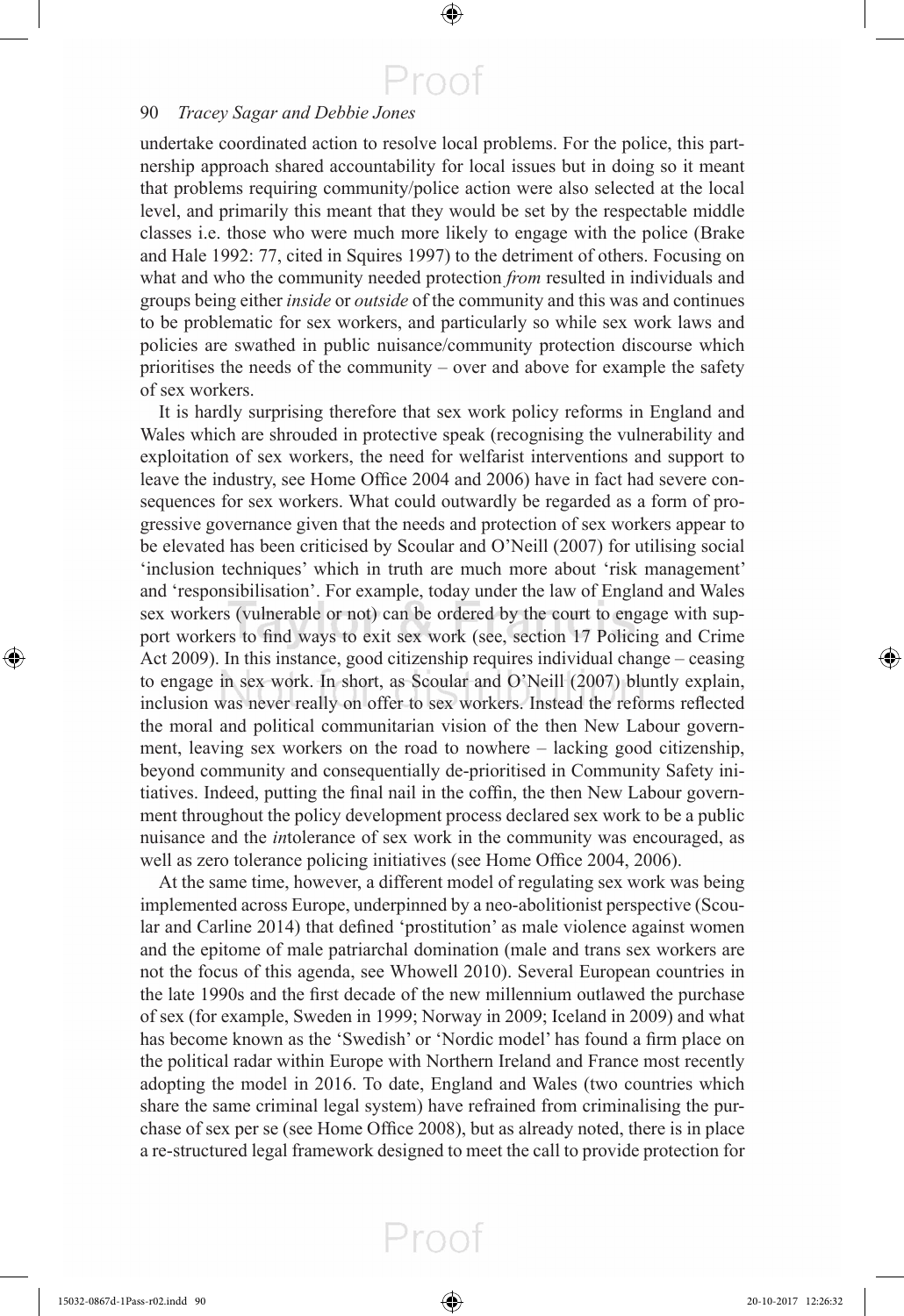undertake coordinated action to resolve local problems. For the police, this partnership approach shared accountability for local issues but in doing so it meant that problems requiring community/police action were also selected at the local level, and primarily this meant that they would be set by the respectable middle classes i.e. those who were much more likely to engage with the police (Brake and Hale 1992: 77, cited in Squires 1997) to the detriment of others. Focusing on what and who the community needed protection *from* resulted in individuals and groups being either *inside* or *outside* of the community and this was and continues to be problematic for sex workers, and particularly so while sex work laws and policies are swathed in public nuisance/community protection discourse which prioritises the needs of the community – over and above for example the safety of sex workers.

It is hardly surprising therefore that sex work policy reforms in England and Wales which are shrouded in protective speak (recognising the vulnerability and exploitation of sex workers, the need for welfarist interventions and support to leave the industry, see Home Office 2004 and 2006) have in fact had severe consequences for sex workers. What could outwardly be regarded as a form of progressive governance given that the needs and protection of sex workers appear to be elevated has been criticised by Scoular and O'Neill (2007) for utilising social 'inclusion techniques' which in truth are much more about 'risk management' and 'responsibilisation'. For example, today under the law of England and Wales sex workers (vulnerable or not) can be ordered by the court to engage with support workers to find ways to exit sex work (see, section 17 Policing and Crime Act 2009). In this instance, good citizenship requires individual change – ceasing to engage in sex work. In short, as Scoular and O'Neill (2007) bluntly explain, inclusion was never really on offer to sex workers. Instead the reforms reflected the moral and political communitarian vision of the then New Labour government, leaving sex workers on the road to nowhere – lacking good citizenship, beyond community and consequentially de-prioritised in Community Safety initiatives. Indeed, putting the final nail in the coffin, the then New Labour government throughout the policy development process declared sex work to be a public nuisance and the *in*tolerance of sex work in the community was encouraged, as well as zero tolerance policing initiatives (see Home Office 2004, 2006).

At the same time, however, a different model of regulating sex work was being implemented across Europe, underpinned by a neo-abolitionist perspective (Scoular and Carline 2014) that defined 'prostitution' as male violence against women and the epitome of male patriarchal domination (male and trans sex workers are not the focus of this agenda, see Whowell 2010). Several European countries in the late 1990s and the first decade of the new millennium outlawed the purchase of sex (for example, Sweden in 1999; Norway in 2009; Iceland in 2009) and what has become known as the 'Swedish' or 'Nordic model' has found a firm place on the political radar within Europe with Northern Ireland and France most recently adopting the model in 2016. To date, England and Wales (two countries which share the same criminal legal system) have refrained from criminalising the purchase of sex per se (see Home Office 2008), but as already noted, there is in place a re-structured legal framework designed to meet the call to provide protection for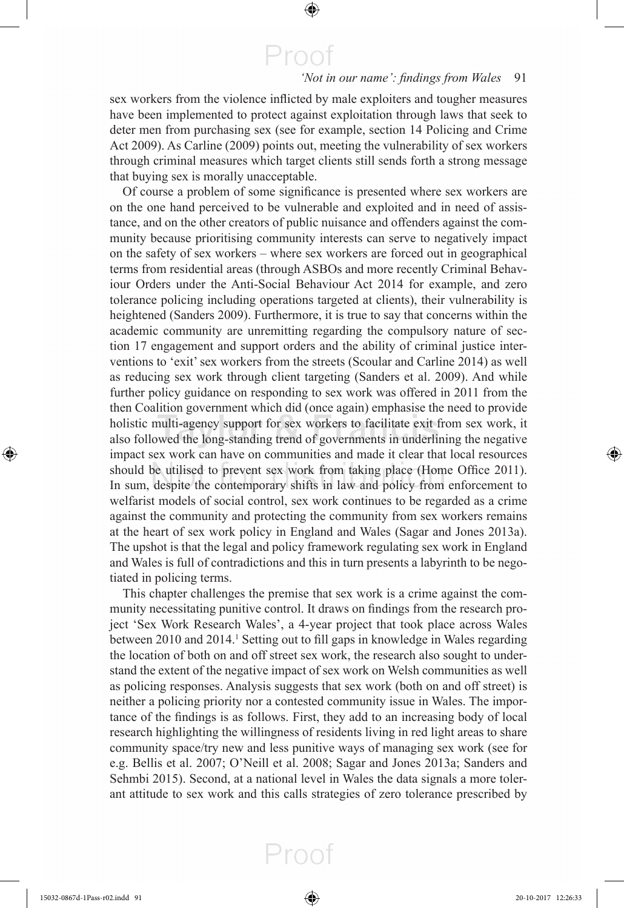sex workers from the violence inflicted by male exploiters and tougher measures have been implemented to protect against exploitation through laws that seek to deter men from purchasing sex (see for example, section 14 Policing and Crime Act 2009). As Carline (2009) points out, meeting the vulnerability of sex workers through criminal measures which target clients still sends forth a strong message that buying sex is morally unacceptable.

Of course a problem of some significance is presented where sex workers are on the one hand perceived to be vulnerable and exploited and in need of assistance, and on the other creators of public nuisance and offenders against the community because prioritising community interests can serve to negatively impact on the safety of sex workers – where sex workers are forced out in geographical terms from residential areas (through ASBOs and more recently Criminal Behaviour Orders under the Anti-Social Behaviour Act 2014 for example, and zero tolerance policing including operations targeted at clients), their vulnerability is heightened (Sanders 2009). Furthermore, it is true to say that concerns within the academic community are unremitting regarding the compulsory nature of section 17 engagement and support orders and the ability of criminal justice interventions to 'exit' sex workers from the streets (Scoular and Carline 2014) as well as reducing sex work through client targeting (Sanders et al. 2009). And while further policy guidance on responding to sex work was offered in 2011 from the then Coalition government which did (once again) emphasise the need to provide holistic multi-agency support for sex workers to facilitate exit from sex work, it also followed the long-standing trend of governments in underlining the negative impact sex work can have on communities and made it clear that local resources should be utilised to prevent sex work from taking place (Home Office 2011). In sum, despite the contemporary shifts in law and policy from enforcement to welfarist models of social control, sex work continues to be regarded as a crime against the community and protecting the community from sex workers remains at the heart of sex work policy in England and Wales (Sagar and Jones 2013a). The upshot is that the legal and policy framework regulating sex work in England and Wales is full of contradictions and this in turn presents a labyrinth to be negotiated in policing terms.

This chapter challenges the premise that sex work is a crime against the community necessitating punitive control. It draws on findings from the research project 'Sex Work Research Wales', a 4-year project that took place across Wales between 2010 and 2014.[1] Setting out to fill gaps in knowledge in Wales regarding the location of both on and off street sex work, the research also sought to understand the extent of the negative impact of sex work on Welsh communities as well as policing responses. Analysis suggests that sex work (both on and off street) is neither a policing priority nor a contested community issue in Wales. The importance of the findings is as follows. First, they add to an increasing body of local research highlighting the willingness of residents living in red light areas to share community space/try new and less punitive ways of managing sex work (see for e.g. Bellis et al. 2007; O'Neill et al. 2008; Sagar and Jones 2013a; Sanders and Sehmbi 2015). Second, at a national level in Wales the data signals a more tolerant attitude to sex work and this calls strategies of zero tolerance prescribed by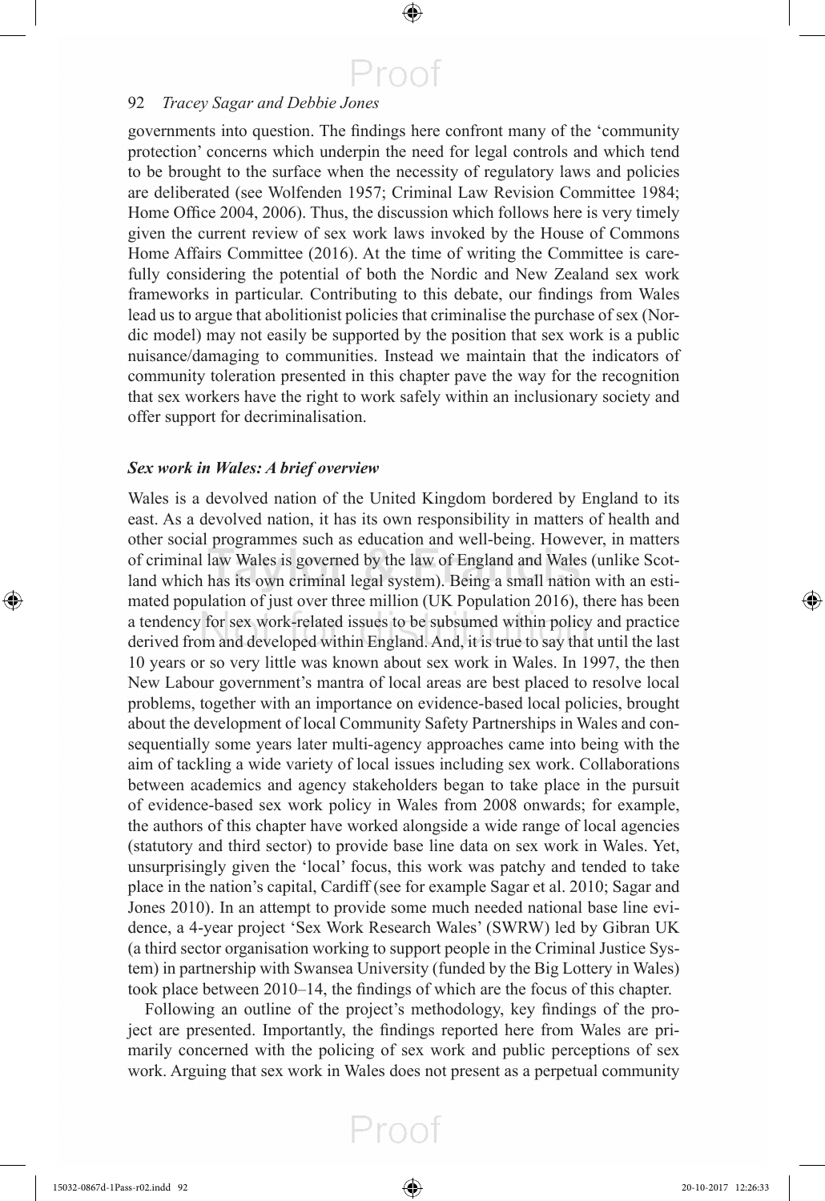governments into question. The findings here confront many of the 'community protection' concerns which underpin the need for legal controls and which tend to be brought to the surface when the necessity of regulatory laws and policies are deliberated (see Wolfenden 1957; Criminal Law Revision Committee 1984; Home Office 2004, 2006). Thus, the discussion which follows here is very timely given the current review of sex work laws invoked by the House of Commons Home Affairs Committee (2016). At the time of writing the Committee is carefully considering the potential of both the Nordic and New Zealand sex work frameworks in particular. Contributing to this debate, our findings from Wales lead us to argue that abolitionist policies that criminalise the purchase of sex (Nordic model) may not easily be supported by the position that sex work is a public nuisance/damaging to communities. Instead we maintain that the indicators of community toleration presented in this chapter pave the way for the recognition that sex workers have the right to work safely within an inclusionary society and offer support for decriminalisation.

### *Sex work in Wales: A brief overview*

Wales is a devolved nation of the United Kingdom bordered by England to its east. As a devolved nation, it has its own responsibility in matters of health and other social programmes such as education and well-being. However, in matters of criminal law Wales is governed by the law of England and Wales (unlike Scotland which has its own criminal legal system). Being a small nation with an estimated population of just over three million (UK Population 2016), there has been a tendency for sex work-related issues to be subsumed within policy and practice derived from and developed within England. And, it is true to say that until the last 10 years or so very little was known about sex work in Wales. In 1997, the then New Labour government's mantra of local areas are best placed to resolve local problems, together with an importance on evidence-based local policies, brought about the development of local Community Safety Partnerships in Wales and consequentially some years later multi-agency approaches came into being with the aim of tackling a wide variety of local issues including sex work. Collaborations between academics and agency stakeholders began to take place in the pursuit of evidence-based sex work policy in Wales from 2008 onwards; for example, the authors of this chapter have worked alongside a wide range of local agencies (statutory and third sector) to provide base line data on sex work in Wales. Yet, unsurprisingly given the 'local' focus, this work was patchy and tended to take place in the nation's capital, Cardiff (see for example Sagar et al. 2010; Sagar and Jones 2010). In an attempt to provide some much needed national base line evidence, a 4-year project 'Sex Work Research Wales' (SWRW) led by Gibran UK (a third sector organisation working to support people in the Criminal Justice System) in partnership with Swansea University (funded by the Big Lottery in Wales) took place between 2010–14, the findings of which are the focus of this chapter.

Following an outline of the project's methodology, key findings of the project are presented. Importantly, the findings reported here from Wales are primarily concerned with the policing of sex work and public perceptions of sex work. Arguing that sex work in Wales does not present as a perpetual community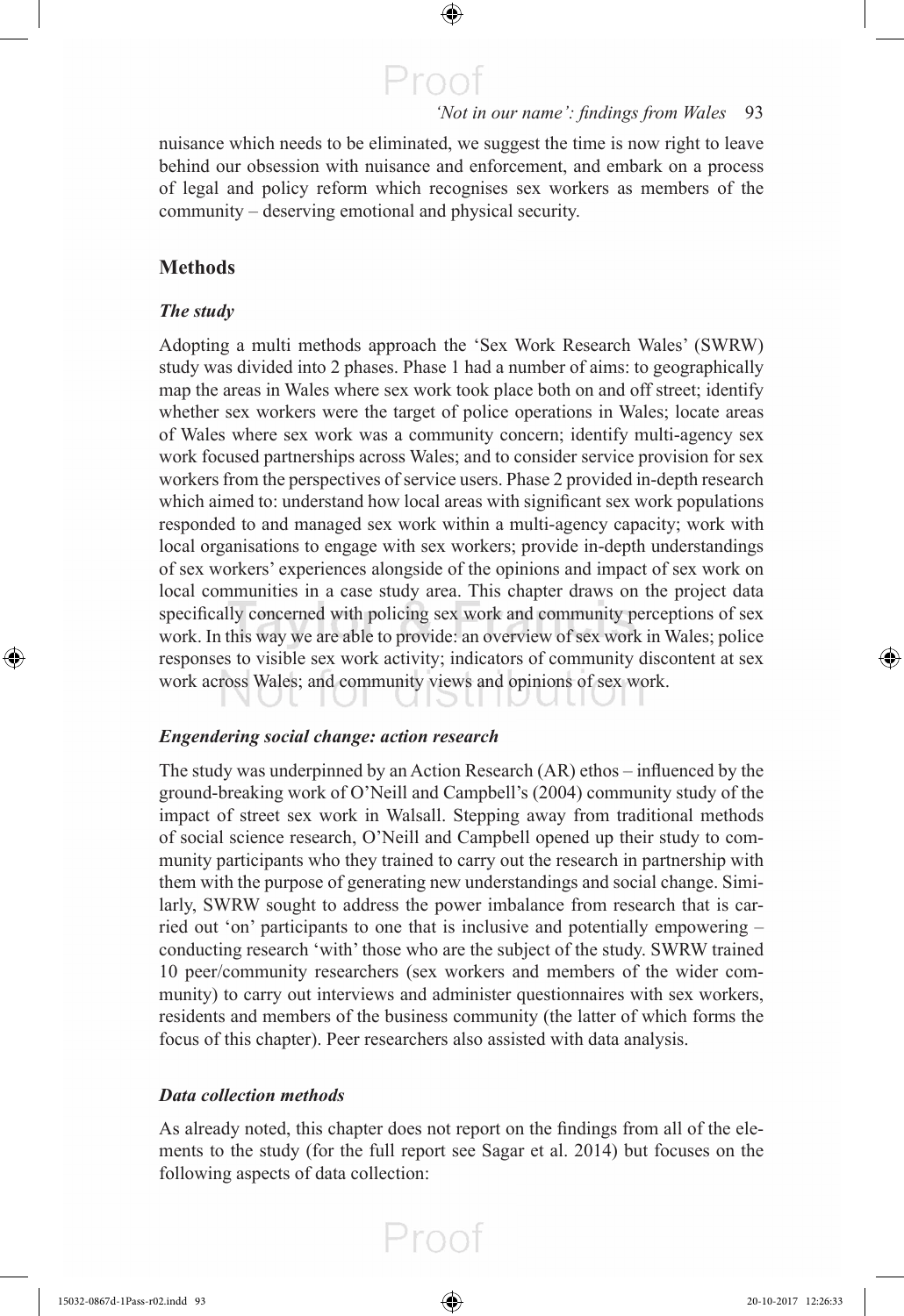nuisance which needs to be eliminated, we suggest the time is now right to leave behind our obsession with nuisance and enforcement, and embark on a process of legal and policy reform which recognises sex workers as members of the community – deserving emotional and physical security.

## Methods

### *The study*

Adopting a multi methods approach the 'Sex Work Research Wales' (SWRW) study was divided into 2 phases. Phase 1 had a number of aims: to geographically map the areas in Wales where sex work took place both on and off street; identify whether sex workers were the target of police operations in Wales; locate areas of Wales where sex work was a community concern; identify multi-agency sex work focused partnerships across Wales; and to consider service provision for sex workers from the perspectives of service users. Phase 2 provided in-depth research which aimed to: understand how local areas with significant sex work populations responded to and managed sex work within a multi-agency capacity; work with local organisations to engage with sex workers; provide in-depth understandings of sex workers' experiences alongside of the opinions and impact of sex work on local communities in a case study area. This chapter draws on the project data specifically concerned with policing sex work and community perceptions of sex work. In this way we are able to provide: an overview of sex work in Wales; police responses to visible sex work activity; indicators of community discontent at sex work across Wales; and community views and opinions of sex work.

### *Engendering social change: action research*

The study was underpinned by an Action Research (AR) ethos – influenced by the ground-breaking work of O'Neill and Campbell's (2004) community study of the impact of street sex work in Walsall. Stepping away from traditional methods of social science research, O'Neill and Campbell opened up their study to community participants who they trained to carry out the research in partnership with them with the purpose of generating new understandings and social change. Similarly, SWRW sought to address the power imbalance from research that is carried out 'on' participants to one that is inclusive and potentially empowering – conducting research 'with' those who are the subject of the study. SWRW trained 10 peer/community researchers (sex workers and members of the wider community) to carry out interviews and administer questionnaires with sex workers, residents and members of the business community (the latter of which forms the focus of this chapter). Peer researchers also assisted with data analysis.

### *Data collection methods*

As already noted, this chapter does not report on the findings from all of the elements to the study (for the full report see Sagar et al. 2014) but focuses on the following aspects of data collection: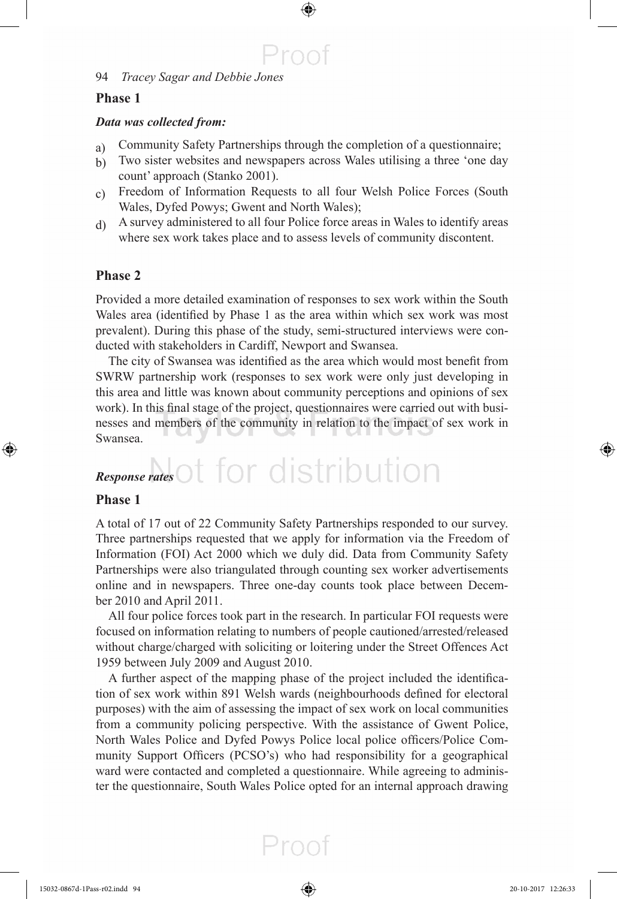## Phase 1

***Data was collected from:***

a) Community Safety Partnerships through the completion of a questionnaire;
b) Two sister websites and newspapers across Wales utilising a three 'one day count' approach (Stanko 2001).
c) Freedom of Information Requests to all four Welsh Police Forces (South Wales, Dyfed Powys; Gwent and North Wales);
d) A survey administered to all four Police force areas in Wales to identify areas where sex work takes place and to assess levels of community discontent.

## Phase 2

Provided a more detailed examination of responses to sex work within the South Wales area (identified by Phase 1 as the area within which sex work was most prevalent). During this phase of the study, semi-structured interviews were conducted with stakeholders in Cardiff, Newport and Swansea.

The city of Swansea was identified as the area which would most benefit from SWRW partnership work (responses to sex work were only just developing in this area and little was known about community perceptions and opinions of sex work). In this final stage of the project, questionnaires were carried out with businesses and members of the community in relation to the impact of sex work in Swansea.

### *Response rates*

## Phase 1

A total of 17 out of 22 Community Safety Partnerships responded to our survey. Three partnerships requested that we apply for information via the Freedom of Information (FOI) Act 2000 which we duly did. Data from Community Safety Partnerships were also triangulated through counting sex worker advertisements online and in newspapers. Three one-day counts took place between December 2010 and April 2011.

All four police forces took part in the research. In particular FOI requests were focused on information relating to numbers of people cautioned/arrested/released without charge/charged with soliciting or loitering under the Street Offences Act 1959 between July 2009 and August 2010.

A further aspect of the mapping phase of the project included the identification of sex work within 891 Welsh wards (neighbourhoods defined for electoral purposes) with the aim of assessing the impact of sex work on local communities from a community policing perspective. With the assistance of Gwent Police, North Wales Police and Dyfed Powys Police local police officers/Police Community Support Officers (PCSO's) who had responsibility for a geographical ward were contacted and completed a questionnaire. While agreeing to administer the questionnaire, South Wales Police opted for an internal approach drawing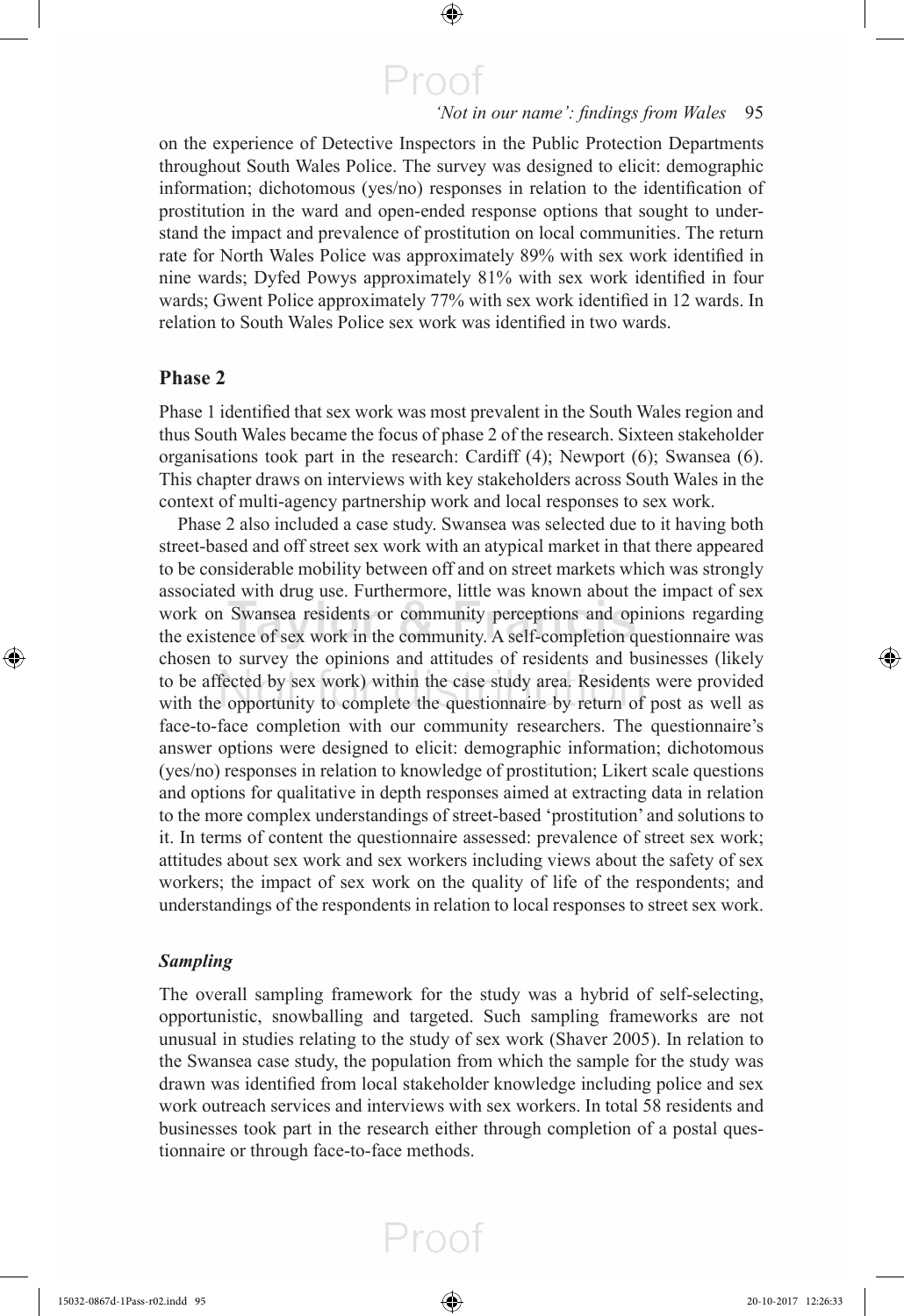on the experience of Detective Inspectors in the Public Protection Departments throughout South Wales Police. The survey was designed to elicit: demographic information; dichotomous (yes/no) responses in relation to the identification of prostitution in the ward and open-ended response options that sought to understand the impact and prevalence of prostitution on local communities. The return rate for North Wales Police was approximately 89% with sex work identified in nine wards; Dyfed Powys approximately 81% with sex work identified in four wards; Gwent Police approximately 77% with sex work identified in 12 wards. In relation to South Wales Police sex work was identified in two wards.

## Phase 2

Phase 1 identified that sex work was most prevalent in the South Wales region and thus South Wales became the focus of phase 2 of the research. Sixteen stakeholder organisations took part in the research: Cardiff (4); Newport (6); Swansea (6). This chapter draws on interviews with key stakeholders across South Wales in the context of multi-agency partnership work and local responses to sex work.

Phase 2 also included a case study. Swansea was selected due to it having both street-based and off street sex work with an atypical market in that there appeared to be considerable mobility between off and on street markets which was strongly associated with drug use. Furthermore, little was known about the impact of sex work on Swansea residents or community perceptions and opinions regarding the existence of sex work in the community. A self-completion questionnaire was chosen to survey the opinions and attitudes of residents and businesses (likely to be affected by sex work) within the case study area. Residents were provided with the opportunity to complete the questionnaire by return of post as well as face-to-face completion with our community researchers. The questionnaire's answer options were designed to elicit: demographic information; dichotomous (yes/no) responses in relation to knowledge of prostitution; Likert scale questions and options for qualitative in depth responses aimed at extracting data in relation to the more complex understandings of street-based 'prostitution' and solutions to it. In terms of content the questionnaire assessed: prevalence of street sex work; attitudes about sex work and sex workers including views about the safety of sex workers; the impact of sex work on the quality of life of the respondents; and understandings of the respondents in relation to local responses to street sex work.

### *Sampling*

The overall sampling framework for the study was a hybrid of self-selecting, opportunistic, snowballing and targeted. Such sampling frameworks are not unusual in studies relating to the study of sex work (Shaver 2005). In relation to the Swansea case study, the population from which the sample for the study was drawn was identified from local stakeholder knowledge including police and sex work outreach services and interviews with sex workers. In total 58 residents and businesses took part in the research either through completion of a postal questionnaire or through face-to-face methods.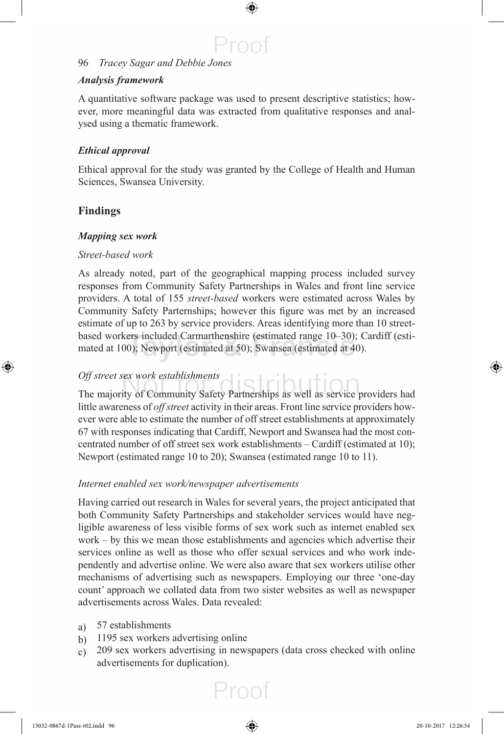### *Analysis framework*

A quantitative software package was used to present descriptive statistics; however, more meaningful data was extracted from qualitative responses and analysed using a thematic framework.

### *Ethical approval*

Ethical approval for the study was granted by the College of Health and Human Sciences, Swansea University.

## Findings

### *Mapping sex work*

*Street-based work*

As already noted, part of the geographical mapping process included survey responses from Community Safety Partnerships in Wales and front line service providers. A total of 155 *street-based* workers were estimated across Wales by Community Safety Parternships; however this figure was met by an increased estimate of up to 263 by service providers. Areas identifying more than 10 street-based workers included Carmarthenshire (estimated range 10–30); Cardiff (estimated at 100); Newport (estimated at 50); Swansea (estimated at 40).

*Off street sex work establishments*

The majority of Community Safety Partnerships as well as service providers had little awareness of *off street* activity in their areas. Front line service providers however were able to estimate the number of off street establishments at approximately 67 with responses indicating that Cardiff, Newport and Swansea had the most concentrated number of off street sex work establishments – Cardiff (estimated at 10); Newport (estimated range 10 to 20); Swansea (estimated range 10 to 11).

*Internet enabled sex work/newspaper advertisements*

Having carried out research in Wales for several years, the project anticipated that both Community Safety Partnerships and stakeholder services would have negligible awareness of less visible forms of sex work such as internet enabled sex work – by this we mean those establishments and agencies which advertise their services online as well as those who offer sexual services and who work independently and advertise online. We were also aware that sex workers utilise other mechanisms of advertising such as newspapers. Employing our three 'one-day count' approach we collated data from two sister websites as well as newspaper advertisements across Wales. Data revealed:

a) 57 establishments
b) 1195 sex workers advertising online
c) 209 sex workers advertising in newspapers (data cross checked with online advertisements for duplication).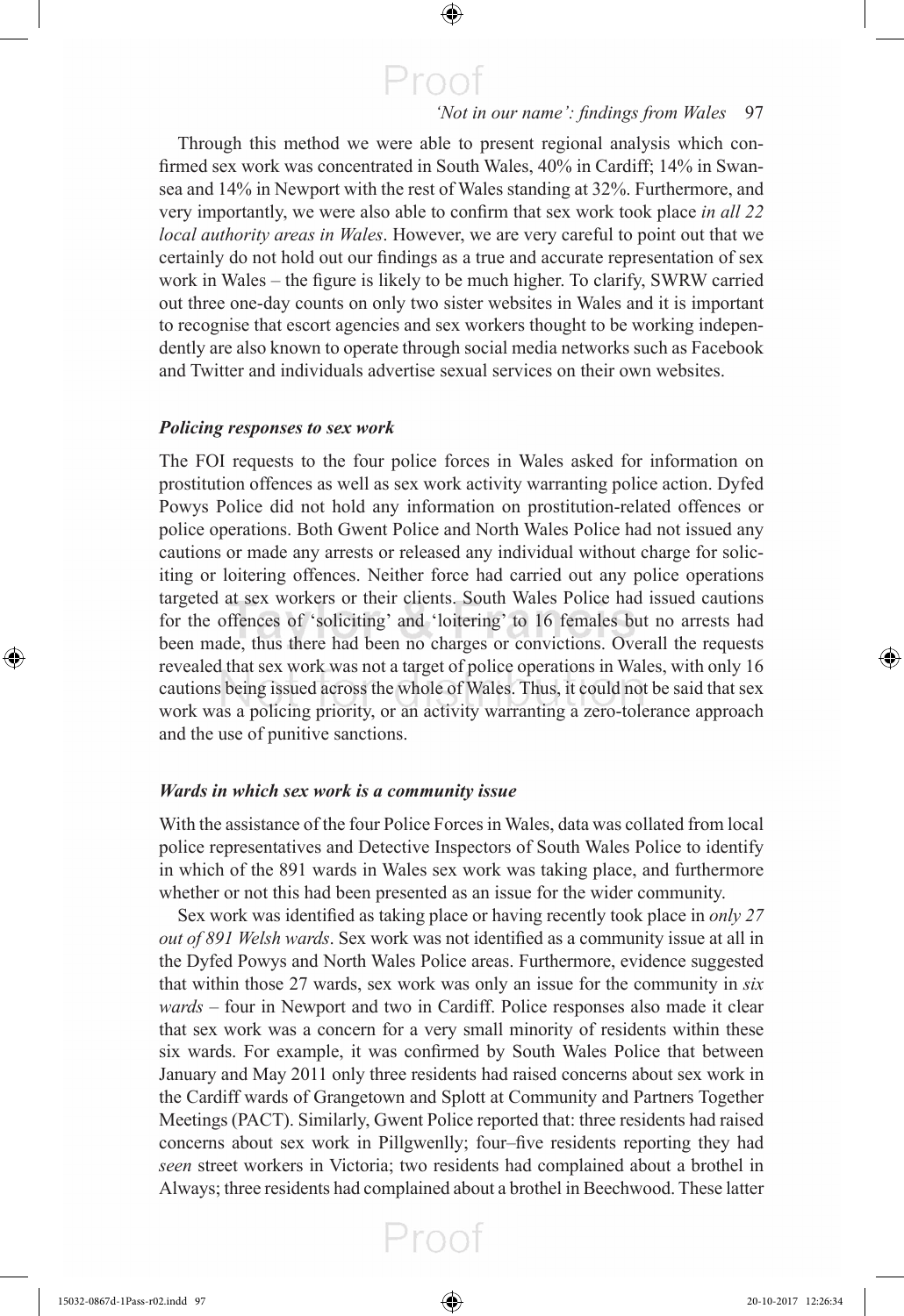Through this method we were able to present regional analysis which confirmed sex work was concentrated in South Wales, 40% in Cardiff; 14% in Swansea and 14% in Newport with the rest of Wales standing at 32%. Furthermore, and very importantly, we were also able to confirm that sex work took place *in all 22 local authority areas in Wales*. However, we are very careful to point out that we certainly do not hold out our findings as a true and accurate representation of sex work in Wales – the figure is likely to be much higher. To clarify, SWRW carried out three one-day counts on only two sister websites in Wales and it is important to recognise that escort agencies and sex workers thought to be working independently are also known to operate through social media networks such as Facebook and Twitter and individuals advertise sexual services on their own websites.

### *Policing responses to sex work*

The FOI requests to the four police forces in Wales asked for information on prostitution offences as well as sex work activity warranting police action. Dyfed Powys Police did not hold any information on prostitution-related offences or police operations. Both Gwent Police and North Wales Police had not issued any cautions or made any arrests or released any individual without charge for soliciting or loitering offences. Neither force had carried out any police operations targeted at sex workers or their clients. South Wales Police had issued cautions for the offences of 'soliciting' and 'loitering' to 16 females but no arrests had been made, thus there had been no charges or convictions. Overall the requests revealed that sex work was not a target of police operations in Wales, with only 16 cautions being issued across the whole of Wales. Thus, it could not be said that sex work was a policing priority, or an activity warranting a zero-tolerance approach and the use of punitive sanctions.

### *Wards in which sex work is a community issue*

With the assistance of the four Police Forces in Wales, data was collated from local police representatives and Detective Inspectors of South Wales Police to identify in which of the 891 wards in Wales sex work was taking place, and furthermore whether or not this had been presented as an issue for the wider community.

Sex work was identified as taking place or having recently took place in *only 27 out of 891 Welsh wards*. Sex work was not identified as a community issue at all in the Dyfed Powys and North Wales Police areas. Furthermore, evidence suggested that within those 27 wards, sex work was only an issue for the community in *six wards* – four in Newport and two in Cardiff. Police responses also made it clear that sex work was a concern for a very small minority of residents within these six wards. For example, it was confirmed by South Wales Police that between January and May 2011 only three residents had raised concerns about sex work in the Cardiff wards of Grangetown and Splott at Community and Partners Together Meetings (PACT). Similarly, Gwent Police reported that: three residents had raised concerns about sex work in Pillgwenlly; four–five residents reporting they had *seen* street workers in Victoria; two residents had complained about a brothel in Always; three residents had complained about a brothel in Beechwood. These latter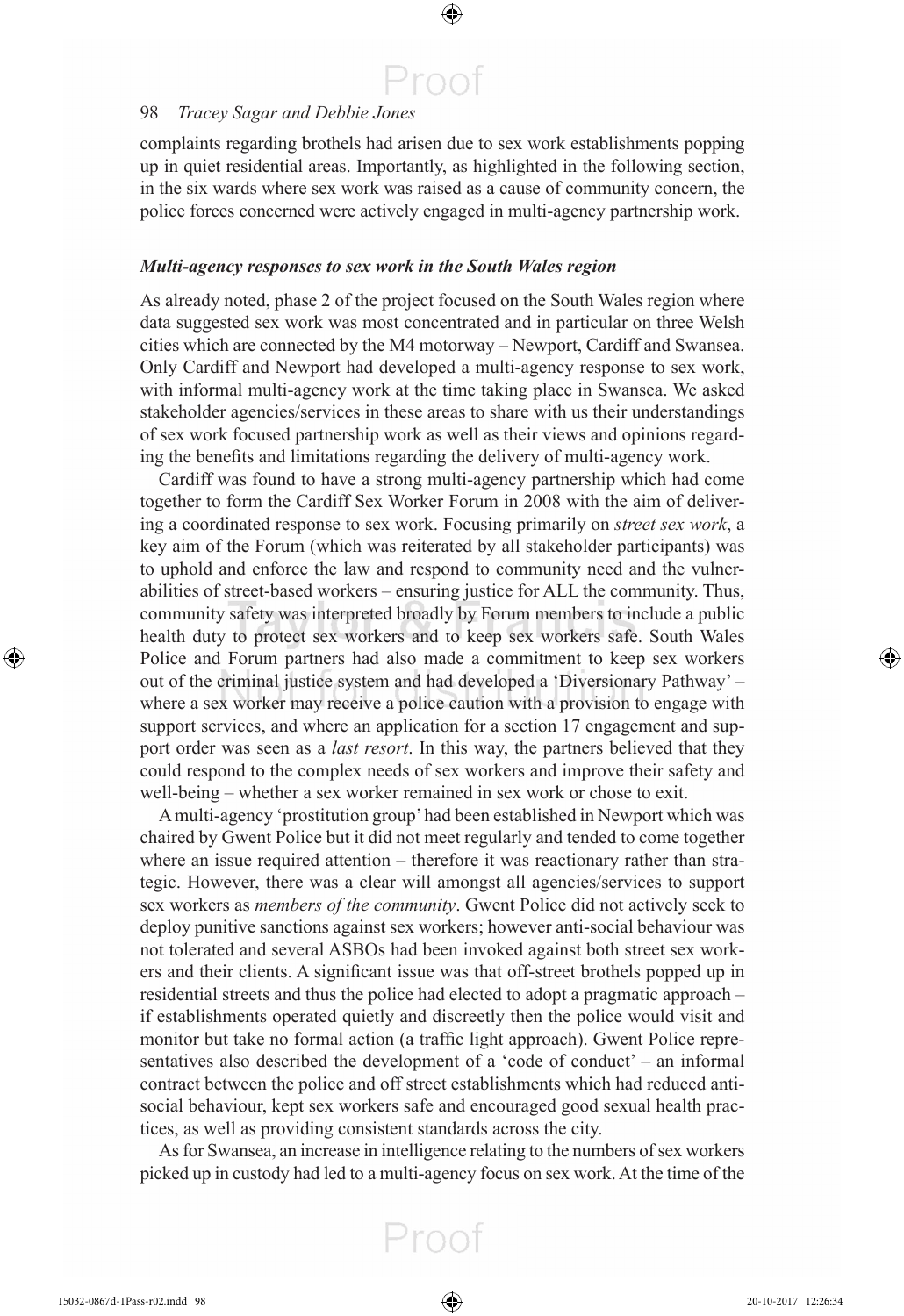complaints regarding brothels had arisen due to sex work establishments popping up in quiet residential areas. Importantly, as highlighted in the following section, in the six wards where sex work was raised as a cause of community concern, the police forces concerned were actively engaged in multi-agency partnership work.

### *Multi-agency responses to sex work in the South Wales region*

As already noted, phase 2 of the project focused on the South Wales region where data suggested sex work was most concentrated and in particular on three Welsh cities which are connected by the M4 motorway – Newport, Cardiff and Swansea. Only Cardiff and Newport had developed a multi-agency response to sex work, with informal multi-agency work at the time taking place in Swansea. We asked stakeholder agencies/services in these areas to share with us their understandings of sex work focused partnership work as well as their views and opinions regarding the benefits and limitations regarding the delivery of multi-agency work.

Cardiff was found to have a strong multi-agency partnership which had come together to form the Cardiff Sex Worker Forum in 2008 with the aim of delivering a coordinated response to sex work. Focusing primarily on *street sex work*, a key aim of the Forum (which was reiterated by all stakeholder participants) was to uphold and enforce the law and respond to community need and the vulnerabilities of street-based workers – ensuring justice for ALL the community. Thus, community safety was interpreted broadly by Forum members to include a public health duty to protect sex workers and to keep sex workers safe. South Wales Police and Forum partners had also made a commitment to keep sex workers out of the criminal justice system and had developed a 'Diversionary Pathway' – where a sex worker may receive a police caution with a provision to engage with support services, and where an application for a section 17 engagement and support order was seen as a *last resort*. In this way, the partners believed that they could respond to the complex needs of sex workers and improve their safety and well-being – whether a sex worker remained in sex work or chose to exit.

A multi-agency 'prostitution group' had been established in Newport which was chaired by Gwent Police but it did not meet regularly and tended to come together where an issue required attention – therefore it was reactionary rather than strategic. However, there was a clear will amongst all agencies/services to support sex workers as *members of the community*. Gwent Police did not actively seek to deploy punitive sanctions against sex workers; however anti-social behaviour was not tolerated and several ASBOs had been invoked against both street sex workers and their clients. A significant issue was that off-street brothels popped up in residential streets and thus the police had elected to adopt a pragmatic approach – if establishments operated quietly and discreetly then the police would visit and monitor but take no formal action (a traffic light approach). Gwent Police representatives also described the development of a 'code of conduct' – an informal contract between the police and off street establishments which had reduced anti-social behaviour, kept sex workers safe and encouraged good sexual health practices, as well as providing consistent standards across the city.

As for Swansea, an increase in intelligence relating to the numbers of sex workers picked up in custody had led to a multi-agency focus on sex work. At the time of the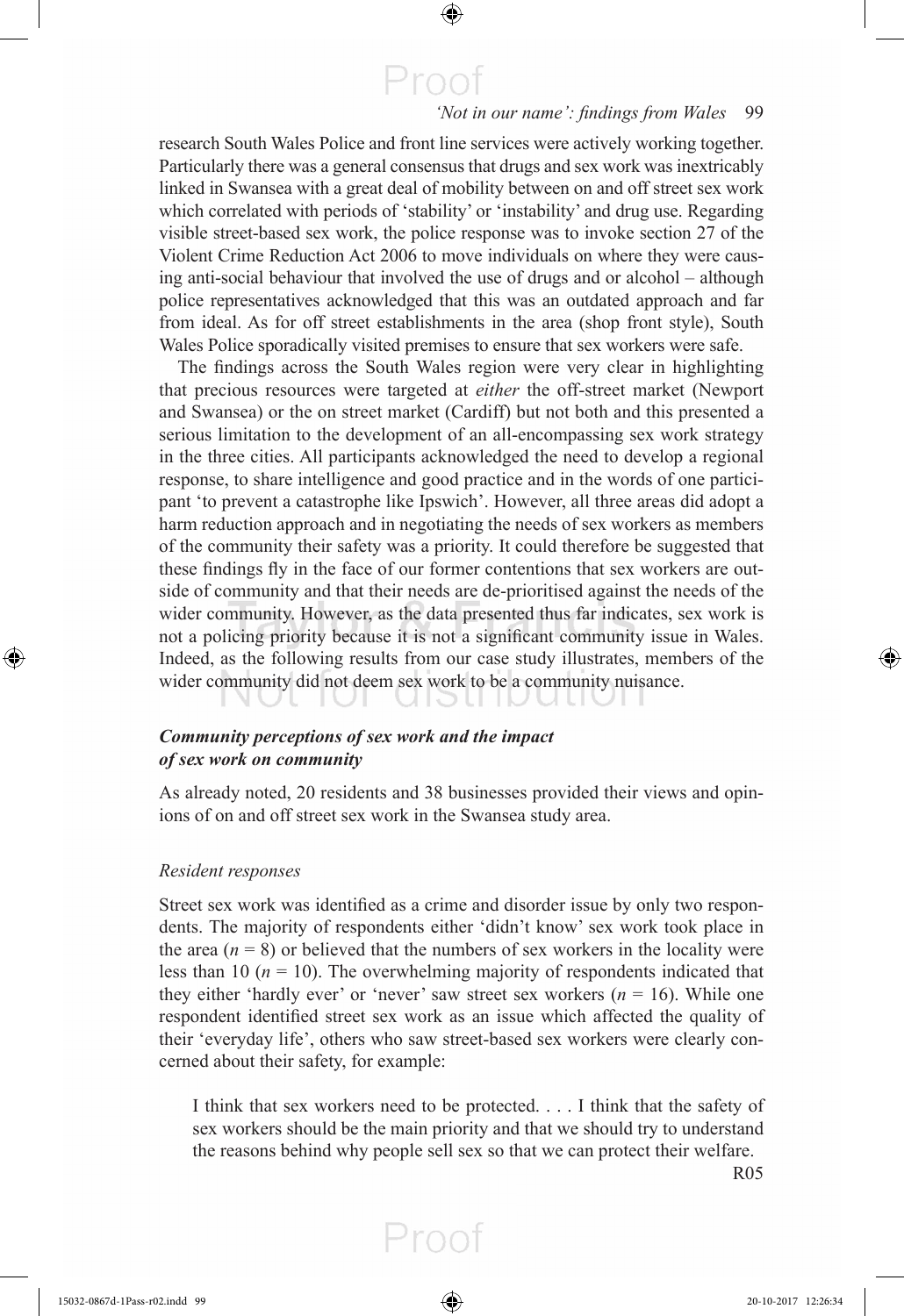research South Wales Police and front line services were actively working together. Particularly there was a general consensus that drugs and sex work was inextricably linked in Swansea with a great deal of mobility between on and off street sex work which correlated with periods of 'stability' or 'instability' and drug use. Regarding visible street-based sex work, the police response was to invoke section 27 of the Violent Crime Reduction Act 2006 to move individuals on where they were causing anti-social behaviour that involved the use of drugs and or alcohol – although police representatives acknowledged that this was an outdated approach and far from ideal. As for off street establishments in the area (shop front style), South Wales Police sporadically visited premises to ensure that sex workers were safe.

The findings across the South Wales region were very clear in highlighting that precious resources were targeted at *either* the off-street market (Newport and Swansea) or the on street market (Cardiff) but not both and this presented a serious limitation to the development of an all-encompassing sex work strategy in the three cities. All participants acknowledged the need to develop a regional response, to share intelligence and good practice and in the words of one participant 'to prevent a catastrophe like Ipswich'. However, all three areas did adopt a harm reduction approach and in negotiating the needs of sex workers as members of the community their safety was a priority. It could therefore be suggested that these findings fly in the face of our former contentions that sex workers are outside of community and that their needs are de-prioritised against the needs of the wider community. However, as the data presented thus far indicates, sex work is not a policing priority because it is not a significant community issue in Wales. Indeed, as the following results from our case study illustrates, members of the wider community did not deem sex work to be a community nuisance.

### *Community perceptions of sex work and the impact of sex work on community*

As already noted, 20 residents and 38 businesses provided their views and opinions of on and off street sex work in the Swansea study area.

#### *Resident responses*

Street sex work was identified as a crime and disorder issue by only two respondents. The majority of respondents either 'didn't know' sex work took place in the area ($n = 8$) or believed that the numbers of sex workers in the locality were less than 10 ($n = 10$). The overwhelming majority of respondents indicated that they either 'hardly ever' or 'never' saw street sex workers ($n = 16$). While one respondent identified street sex work as an issue which affected the quality of their 'everyday life', others who saw street-based sex workers were clearly concerned about their safety, for example:

> I think that sex workers need to be protected. . . . I think that the safety of sex workers should be the main priority and that we should try to understand the reasons behind why people sell sex so that we can protect their welfare.
>
> R05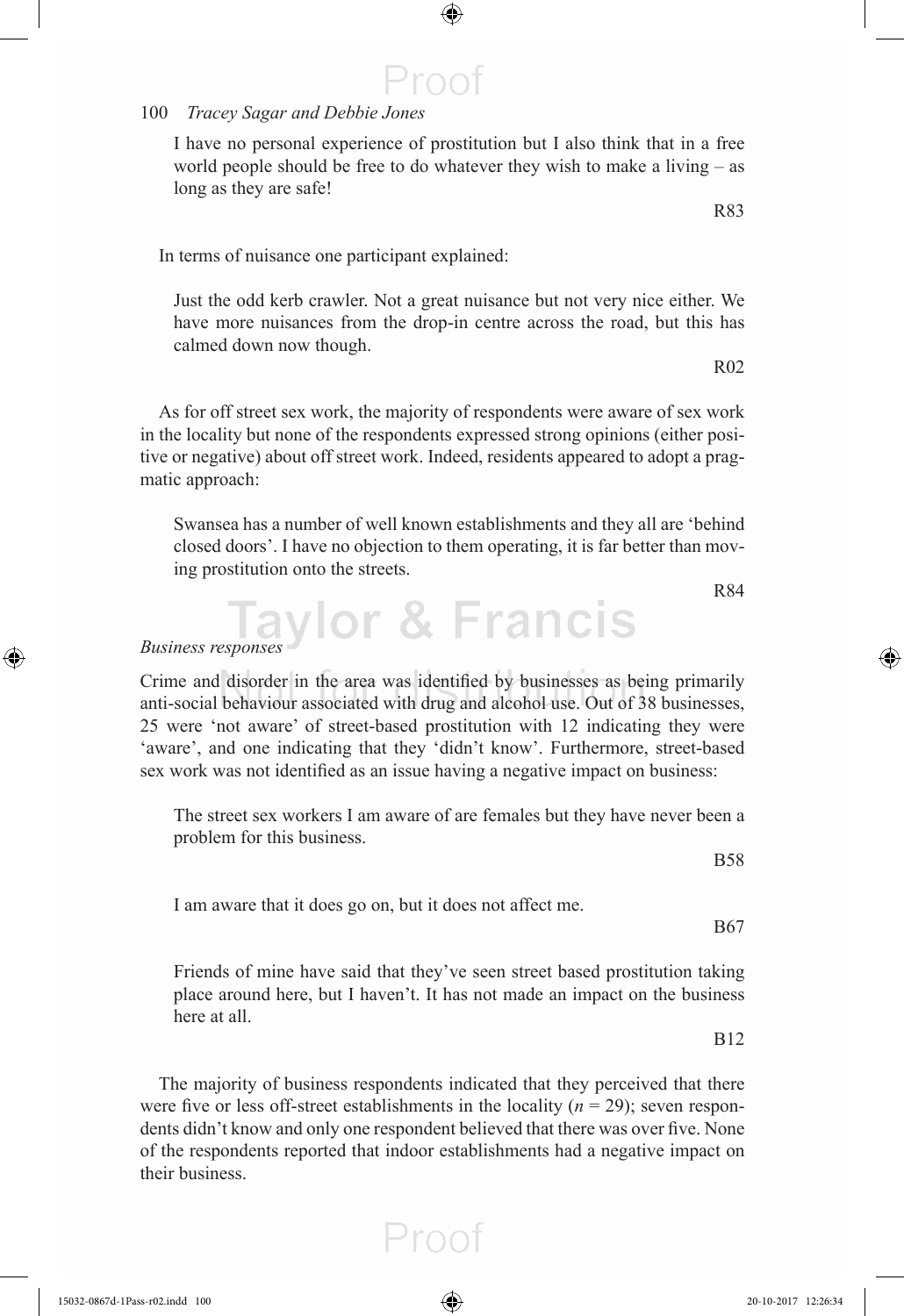I have no personal experience of prostitution but I also think that in a free world people should be free to do whatever they wish to make a living – as long as they are safe!

R83

In terms of nuisance one participant explained:

Just the odd kerb crawler. Not a great nuisance but not very nice either. We have more nuisances from the drop-in centre across the road, but this has calmed down now though.

R02

As for off street sex work, the majority of respondents were aware of sex work in the locality but none of the respondents expressed strong opinions (either positive or negative) about off street work. Indeed, residents appeared to adopt a pragmatic approach:

Swansea has a number of well known establishments and they all are 'behind closed doors'. I have no objection to them operating, it is far better than moving prostitution onto the streets.

R84

*Business responses*

Crime and disorder in the area was identified by businesses as being primarily anti-social behaviour associated with drug and alcohol use. Out of 38 businesses, 25 were 'not aware' of street-based prostitution with 12 indicating they were 'aware', and one indicating that they 'didn't know'. Furthermore, street-based sex work was not identified as an issue having a negative impact on business:

The street sex workers I am aware of are females but they have never been a problem for this business.

B58

I am aware that it does go on, but it does not affect me.

B67

Friends of mine have said that they've seen street based prostitution taking place around here, but I haven't. It has not made an impact on the business here at all.

B12

The majority of business respondents indicated that they perceived that there were five or less off-street establishments in the locality ($n = 29$); seven respondents didn't know and only one respondent believed that there was over five. None of the respondents reported that indoor establishments had a negative impact on their business.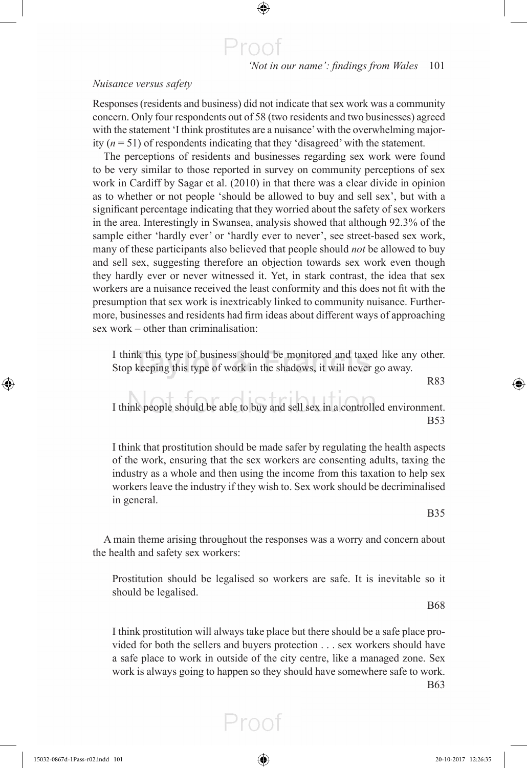*Nuisance versus safety*

Responses (residents and business) did not indicate that sex work was a community concern. Only four respondents out of 58 (two residents and two businesses) agreed with the statement 'I think prostitutes are a nuisance' with the overwhelming majority ($n = 51$) of respondents indicating that they 'disagreed' with the statement.

The perceptions of residents and businesses regarding sex work were found to be very similar to those reported in survey on community perceptions of sex work in Cardiff by Sagar et al. (2010) in that there was a clear divide in opinion as to whether or not people 'should be allowed to buy and sell sex', but with a significant percentage indicating that they worried about the safety of sex workers in the area. Interestingly in Swansea, analysis showed that although 92.3% of the sample either 'hardly ever' or 'hardly ever to never', see street-based sex work, many of these participants also believed that people should *not* be allowed to buy and sell sex, suggesting therefore an objection towards sex work even though they hardly ever or never witnessed it. Yet, in stark contrast, the idea that sex workers are a nuisance received the least conformity and this does not fit with the presumption that sex work is inextricably linked to community nuisance. Furthermore, businesses and residents had firm ideas about different ways of approaching sex work – other than criminalisation:

> I think this type of business should be monitored and taxed like any other. Stop keeping this type of work in the shadows, it will never go away.
>
> R83

> I think people should be able to buy and sell sex in a controlled environment.
>
> B53

> I think that prostitution should be made safer by regulating the health aspects of the work, ensuring that the sex workers are consenting adults, taxing the industry as a whole and then using the income from this taxation to help sex workers leave the industry if they wish to. Sex work should be decriminalised in general.
>
> B35

A main theme arising throughout the responses was a worry and concern about the health and safety sex workers:

> Prostitution should be legalised so workers are safe. It is inevitable so it should be legalised.
>
> B68

> I think prostitution will always take place but there should be a safe place provided for both the sellers and buyers protection . . . sex workers should have a safe place to work in outside of the city centre, like a managed zone. Sex work is always going to happen so they should have somewhere safe to work.
>
> B63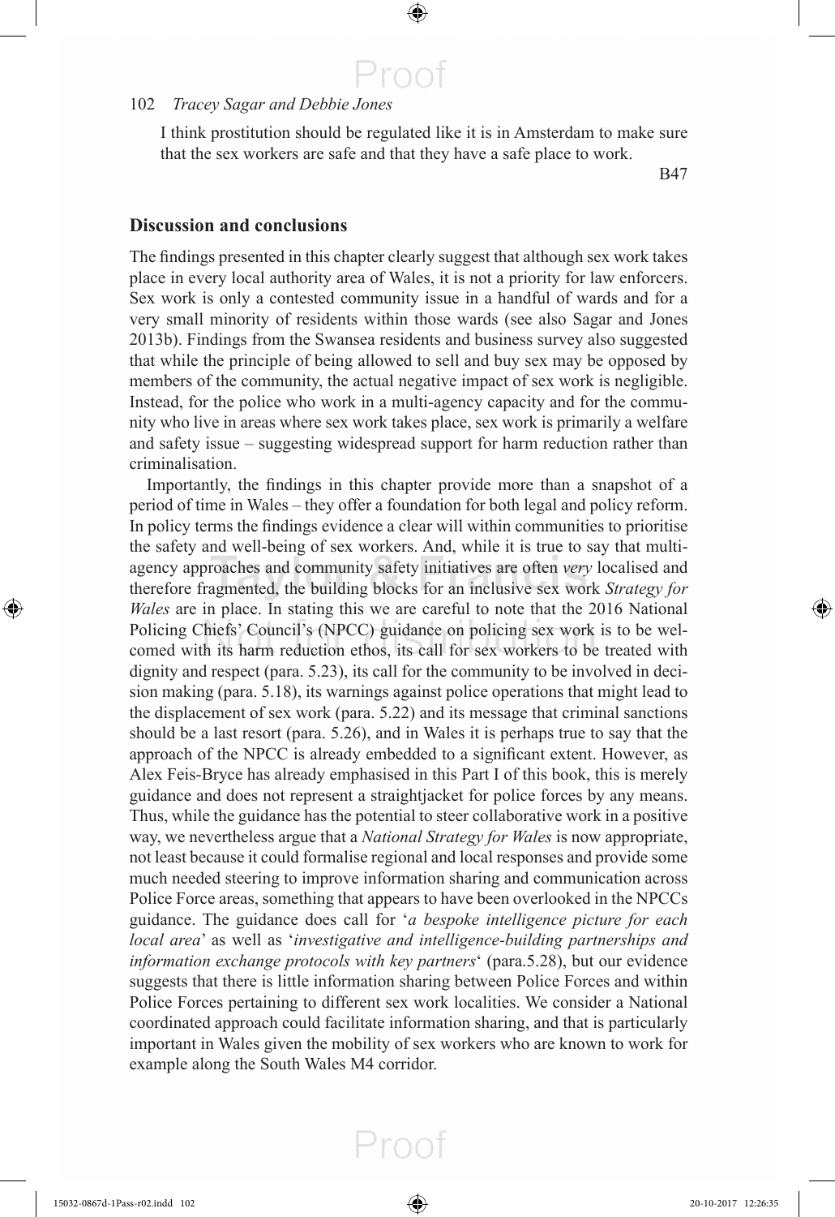I think prostitution should be regulated like it is in Amsterdam to make sure that the sex workers are safe and that they have a safe place to work.

B47

## Discussion and conclusions

The findings presented in this chapter clearly suggest that although sex work takes place in every local authority area of Wales, it is not a priority for law enforcers. Sex work is only a contested community issue in a handful of wards and for a very small minority of residents within those wards (see also Sagar and Jones 2013b). Findings from the Swansea residents and business survey also suggested that while the principle of being allowed to sell and buy sex may be opposed by members of the community, the actual negative impact of sex work is negligible. Instead, for the police who work in a multi-agency capacity and for the community who live in areas where sex work takes place, sex work is primarily a welfare and safety issue – suggesting widespread support for harm reduction rather than criminalisation.

Importantly, the findings in this chapter provide more than a snapshot of a period of time in Wales – they offer a foundation for both legal and policy reform. In policy terms the findings evidence a clear will within communities to prioritise the safety and well-being of sex workers. And, while it is true to say that multi-agency approaches and community safety initiatives are often *very* localised and therefore fragmented, the building blocks for an inclusive sex work *Strategy for Wales* are in place. In stating this we are careful to note that the 2016 National Policing Chiefs' Council's (NPCC) guidance on policing sex work is to be welcomed with its harm reduction ethos, its call for sex workers to be treated with dignity and respect (para. 5.23), its call for the community to be involved in decision making (para. 5.18), its warnings against police operations that might lead to the displacement of sex work (para. 5.22) and its message that criminal sanctions should be a last resort (para. 5.26), and in Wales it is perhaps true to say that the approach of the NPCC is already embedded to a significant extent. However, as Alex Feis-Bryce has already emphasised in this Part I of this book, this is merely guidance and does not represent a straightjacket for police forces by any means. Thus, while the guidance has the potential to steer collaborative work in a positive way, we nevertheless argue that a *National Strategy for Wales* is now appropriate, not least because it could formalise regional and local responses and provide some much needed steering to improve information sharing and communication across Police Force areas, something that appears to have been overlooked in the NPCCs guidance. The guidance does call for '*a bespoke intelligence picture for each local area*' as well as '*investigative and intelligence-building partnerships and information exchange protocols with key partners*' (para.5.28), but our evidence suggests that there is little information sharing between Police Forces and within Police Forces pertaining to different sex work localities. We consider a National coordinated approach could facilitate information sharing, and that is particularly important in Wales given the mobility of sex workers who are known to work for example along the South Wales M4 corridor.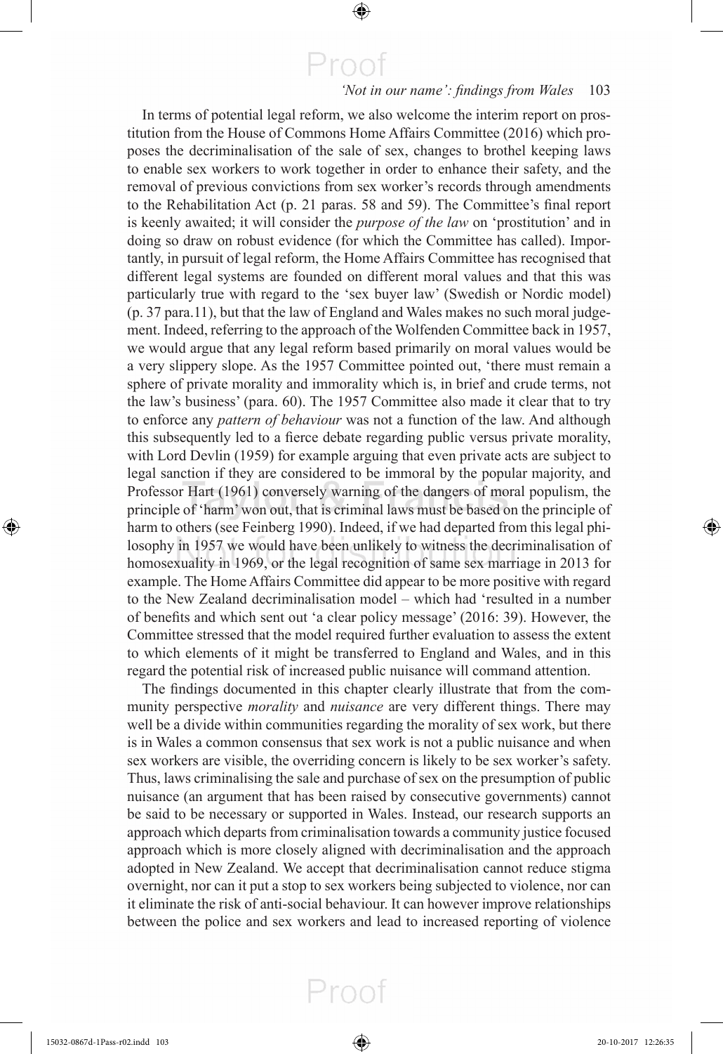In terms of potential legal reform, we also welcome the interim report on prostitution from the House of Commons Home Affairs Committee (2016) which proposes the decriminalisation of the sale of sex, changes to brothel keeping laws to enable sex workers to work together in order to enhance their safety, and the removal of previous convictions from sex worker's records through amendments to the Rehabilitation Act (p. 21 paras. 58 and 59). The Committee's final report is keenly awaited; it will consider the *purpose of the law* on 'prostitution' and in doing so draw on robust evidence (for which the Committee has called). Importantly, in pursuit of legal reform, the Home Affairs Committee has recognised that different legal systems are founded on different moral values and that this was particularly true with regard to the 'sex buyer law' (Swedish or Nordic model) (p. 37 para.11), but that the law of England and Wales makes no such moral judgement. Indeed, referring to the approach of the Wolfenden Committee back in 1957, we would argue that any legal reform based primarily on moral values would be a very slippery slope. As the 1957 Committee pointed out, 'there must remain a sphere of private morality and immorality which is, in brief and crude terms, not the law's business' (para. 60). The 1957 Committee also made it clear that to try to enforce any *pattern of behaviour* was not a function of the law. And although this subsequently led to a fierce debate regarding public versus private morality, with Lord Devlin (1959) for example arguing that even private acts are subject to legal sanction if they are considered to be immoral by the popular majority, and Professor Hart (1961) conversely warning of the dangers of moral populism, the principle of 'harm' won out, that is criminal laws must be based on the principle of harm to others (see Feinberg 1990). Indeed, if we had departed from this legal philosophy in 1957 we would have been unlikely to witness the decriminalisation of homosexuality in 1969, or the legal recognition of same sex marriage in 2013 for example. The Home Affairs Committee did appear to be more positive with regard to the New Zealand decriminalisation model – which had 'resulted in a number of benefits and which sent out 'a clear policy message' (2016: 39). However, the Committee stressed that the model required further evaluation to assess the extent to which elements of it might be transferred to England and Wales, and in this regard the potential risk of increased public nuisance will command attention.

The findings documented in this chapter clearly illustrate that from the community perspective *morality* and *nuisance* are very different things. There may well be a divide within communities regarding the morality of sex work, but there is in Wales a common consensus that sex work is not a public nuisance and when sex workers are visible, the overriding concern is likely to be sex worker's safety. Thus, laws criminalising the sale and purchase of sex on the presumption of public nuisance (an argument that has been raised by consecutive governments) cannot be said to be necessary or supported in Wales. Instead, our research supports an approach which departs from criminalisation towards a community justice focused approach which is more closely aligned with decriminalisation and the approach adopted in New Zealand. We accept that decriminalisation cannot reduce stigma overnight, nor can it put a stop to sex workers being subjected to violence, nor can it eliminate the risk of anti-social behaviour. It can however improve relationships between the police and sex workers and lead to increased reporting of violence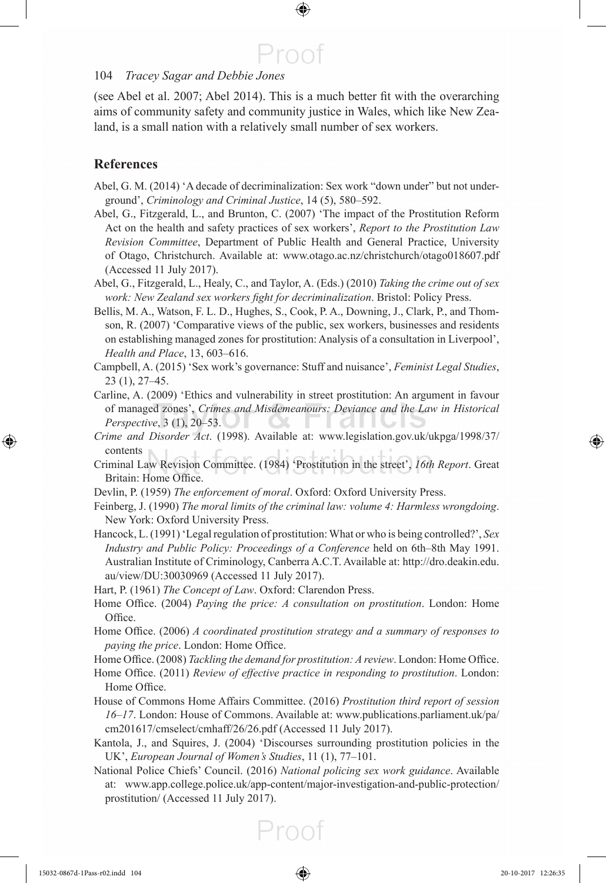(see Abel et al. 2007; Abel 2014). This is a much better fit with the overarching aims of community safety and community justice in Wales, which like New Zealand, is a small nation with a relatively small number of sex workers.

## References

Abel, G. M. (2014) 'A decade of decriminalization: Sex work "down under" but not underground', *Criminology and Criminal Justice*, 14 (5), 580–592.

Abel, G., Fitzgerald, L., and Brunton, C. (2007) 'The impact of the Prostitution Reform Act on the health and safety practices of sex workers', *Report to the Prostitution Law Revision Committee*, Department of Public Health and General Practice, University of Otago, Christchurch. Available at: www.otago.ac.nz/christchurch/otago018607.pdf (Accessed 11 July 2017).

Abel, G., Fitzgerald, L., Healy, C., and Taylor, A. (Eds.) (2010) *Taking the crime out of sex work: New Zealand sex workers fight for decriminalization*. Bristol: Policy Press.

Bellis, M. A., Watson, F. L. D., Hughes, S., Cook, P. A., Downing, J., Clark, P., and Thomson, R. (2007) 'Comparative views of the public, sex workers, businesses and residents on establishing managed zones for prostitution: Analysis of a consultation in Liverpool', *Health and Place*, 13, 603–616.

Campbell, A. (2015) 'Sex work's governance: Stuff and nuisance', *Feminist Legal Studies*, 23 (1), 27–45.

Carline, A. (2009) 'Ethics and vulnerability in street prostitution: An argument in favour of managed zones', *Crimes and Misdemeanours: Deviance and the Law in Historical Perspective*, 3 (1), 20–53.

*Crime and Disorder Act*. (1998). Available at: www.legislation.gov.uk/ukpga/1998/37/contents

Criminal Law Revision Committee. (1984) 'Prostitution in the street', *16th Report*. Great Britain: Home Office.

Devlin, P. (1959) *The enforcement of moral*. Oxford: Oxford University Press.

Feinberg, J. (1990) *The moral limits of the criminal law: volume 4: Harmless wrongdoing*. New York: Oxford University Press.

Hancock, L. (1991) 'Legal regulation of prostitution: What or who is being controlled?', *Sex Industry and Public Policy: Proceedings of a Conference* held on 6th–8th May 1991. Australian Institute of Criminology, Canberra A.C.T. Available at: http://dro.deakin.edu.au/view/DU:30030969 (Accessed 11 July 2017).

Hart, P. (1961) *The Concept of Law*. Oxford: Clarendon Press.

Home Office. (2004) *Paying the price: A consultation on prostitution*. London: Home Office.

Home Office. (2006) *A coordinated prostitution strategy and a summary of responses to paying the price*. London: Home Office.

Home Office. (2008) *Tackling the demand for prostitution: A review*. London: Home Office.

Home Office. (2011) *Review of effective practice in responding to prostitution*. London: Home Office.

House of Commons Home Affairs Committee. (2016) *Prostitution third report of session 16–17*. London: House of Commons. Available at: www.publications.parliament.uk/pa/cm201617/cmselect/cmhaff/26/26.pdf (Accessed 11 July 2017).

Kantola, J., and Squires, J. (2004) 'Discourses surrounding prostitution policies in the UK', *European Journal of Women's Studies*, 11 (1), 77–101.

National Police Chiefs' Council. (2016) *National policing sex work guidance*. Available at: www.app.college.police.uk/app-content/major-investigation-and-public-protection/prostitution/ (Accessed 11 July 2017).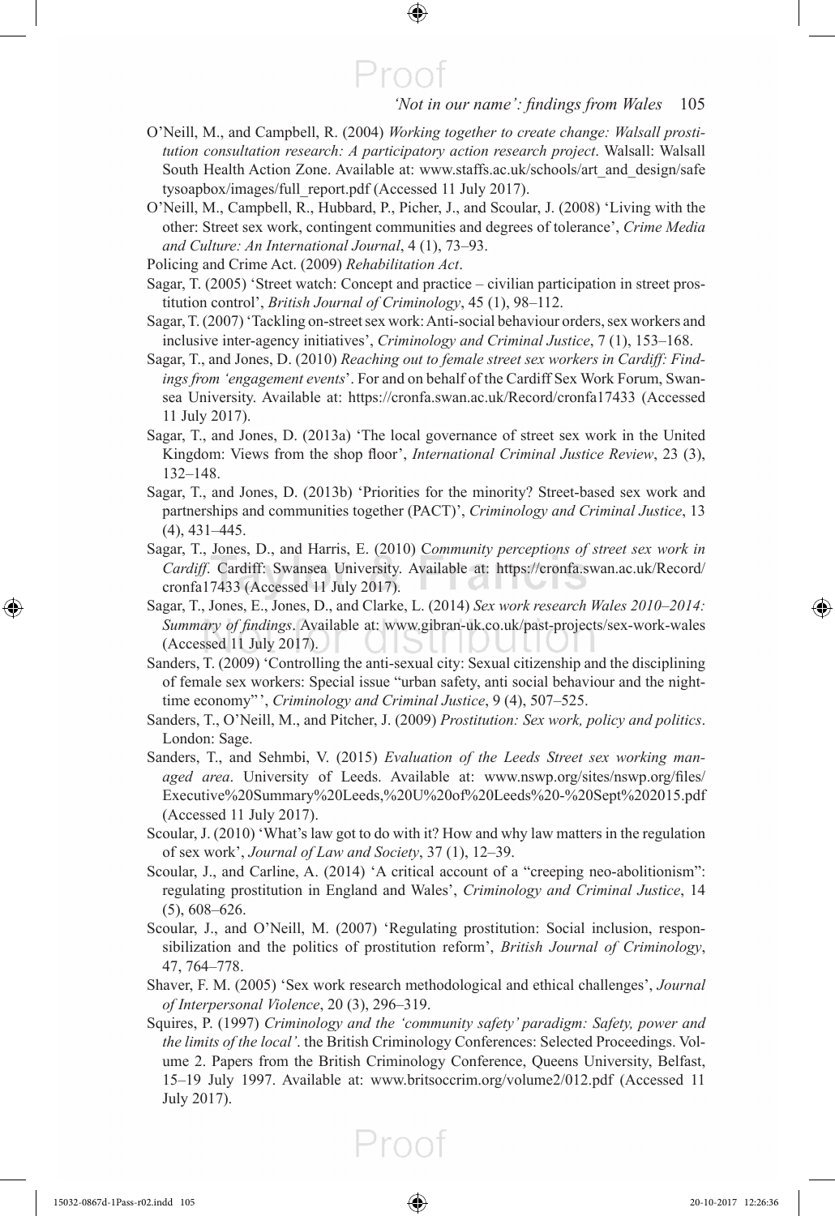O'Neill, M., and Campbell, R. (2004) *Working together to create change: Walsall prostitution consultation research: A participatory action research project*. Walsall: Walsall South Health Action Zone. Available at: www.staffs.ac.uk/schools/art_and_design/safetysoapbox/images/full_report.pdf (Accessed 11 July 2017).

O'Neill, M., Campbell, R., Hubbard, P., Picher, J., and Scoular, J. (2008) 'Living with the other: Street sex work, contingent communities and degrees of tolerance', *Crime Media and Culture: An International Journal*, 4 (1), 73–93.

Policing and Crime Act. (2009) *Rehabilitation Act*.

Sagar, T. (2005) 'Street watch: Concept and practice – civilian participation in street prostitution control', *British Journal of Criminology*, 45 (1), 98–112.

Sagar, T. (2007) 'Tackling on-street sex work: Anti-social behaviour orders, sex workers and inclusive inter-agency initiatives', *Criminology and Criminal Justice*, 7 (1), 153–168.

Sagar, T., and Jones, D. (2010) *Reaching out to female street sex workers in Cardiff: Findings from 'engagement events'*. For and on behalf of the Cardiff Sex Work Forum, Swansea University. Available at: https://cronfa.swan.ac.uk/Record/cronfa17433 (Accessed 11 July 2017).

Sagar, T., and Jones, D. (2013a) 'The local governance of street sex work in the United Kingdom: Views from the shop floor', *International Criminal Justice Review*, 23 (3), 132–148.

Sagar, T., and Jones, D. (2013b) 'Priorities for the minority? Street-based sex work and partnerships and communities together (PACT)', *Criminology and Criminal Justice*, 13 (4), 431–445.

Sagar, T., Jones, D., and Harris, E. (2010) *Community perceptions of street sex work in Cardiff*. Cardiff: Swansea University. Available at: https://cronfa.swan.ac.uk/Record/cronfa17433 (Accessed 11 July 2017).

Sagar, T., Jones, E., Jones, D., and Clarke, L. (2014) *Sex work research Wales 2010–2014: Summary of findings*. Available at: www.gibran-uk.co.uk/past-projects/sex-work-wales (Accessed 11 July 2017).

Sanders, T. (2009) 'Controlling the anti-sexual city: Sexual citizenship and the disciplining of female sex workers: Special issue "urban safety, anti social behaviour and the night-time economy"', *Criminology and Criminal Justice*, 9 (4), 507–525.

Sanders, T., O'Neill, M., and Pitcher, J. (2009) *Prostitution: Sex work, policy and politics*. London: Sage.

Sanders, T., and Sehmbi, V. (2015) *Evaluation of the Leeds Street sex working managed area*. University of Leeds. Available at: www.nswp.org/sites/nswp.org/files/Executive%20Summary%20Leeds,%20U%20of%20Leeds%20-%20Sept%202015.pdf (Accessed 11 July 2017).

Scoular, J. (2010) 'What's law got to do with it? How and why law matters in the regulation of sex work', *Journal of Law and Society*, 37 (1), 12–39.

Scoular, J., and Carline, A. (2014) 'A critical account of a "creeping neo-abolitionism": regulating prostitution in England and Wales', *Criminology and Criminal Justice*, 14 (5), 608–626.

Scoular, J., and O'Neill, M. (2007) 'Regulating prostitution: Social inclusion, responsibilization and the politics of prostitution reform', *British Journal of Criminology*, 47, 764–778.

Shaver, F. M. (2005) 'Sex work research methodological and ethical challenges', *Journal of Interpersonal Violence*, 20 (3), 296–319.

Squires, P. (1997) *Criminology and the 'community safety' paradigm: Safety, power and the limits of the local'*. the British Criminology Conferences: Selected Proceedings. Volume 2. Papers from the British Criminology Conference, Queens University, Belfast, 15–19 July 1997. Available at: www.britsoccrim.org/volume2/012.pdf (Accessed 11 July 2017).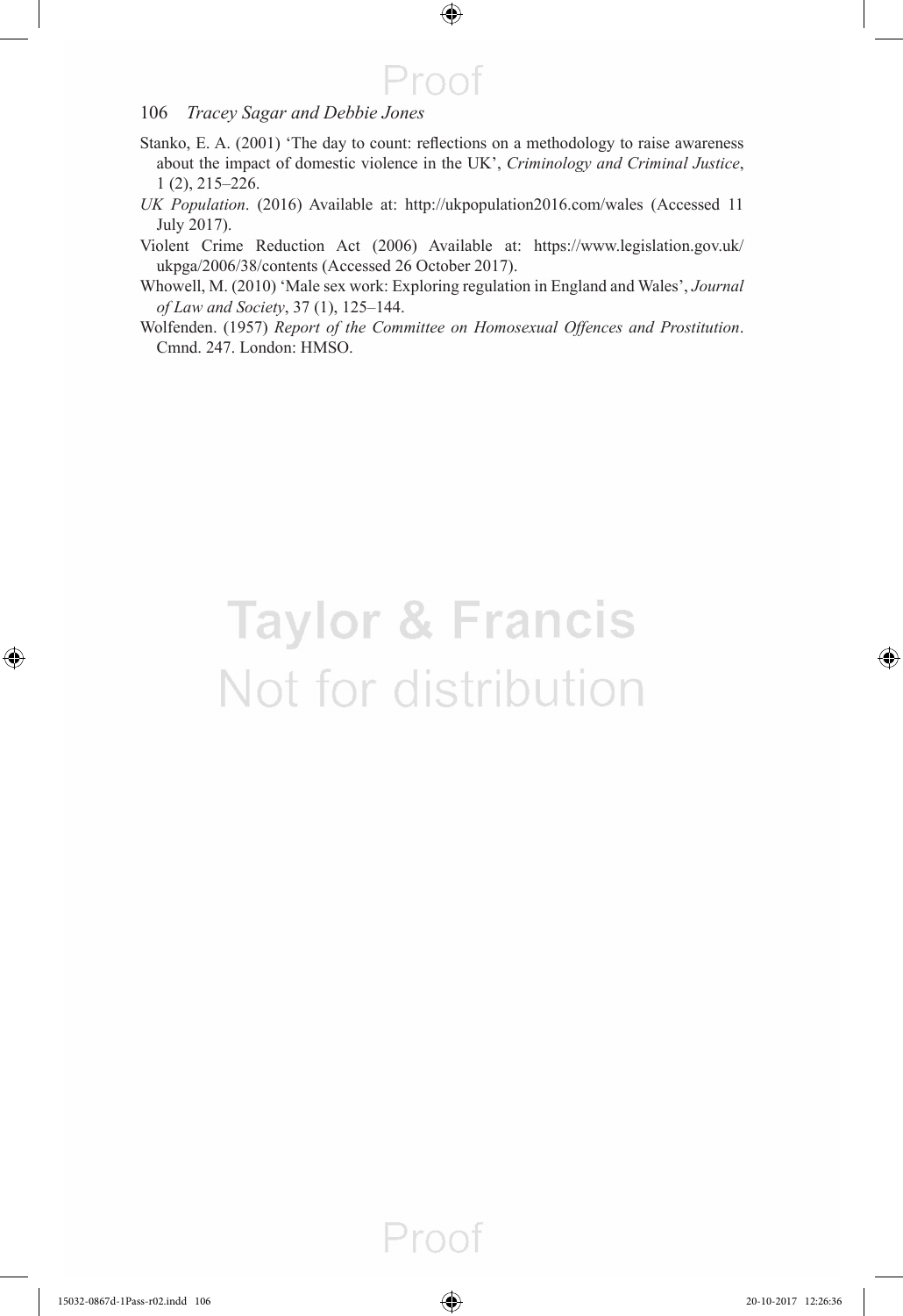Stanko, E. A. (2001) 'The day to count: reflections on a methodology to raise awareness about the impact of domestic violence in the UK', *Criminology and Criminal Justice*, 1 (2), 215–226.

*UK Population*. (2016) Available at: http://ukpopulation2016.com/wales (Accessed 11 July 2017).

Violent Crime Reduction Act (2006) Available at: https://www.legislation.gov.uk/ukpga/2006/38/contents (Accessed 26 October 2017).

Whowell, M. (2010) 'Male sex work: Exploring regulation in England and Wales', *Journal of Law and Society*, 37 (1), 125–144.

Wolfenden. (1957) *Report of the Committee on Homosexual Offences and Prostitution*. Cmnd. 247. London: HMSO.